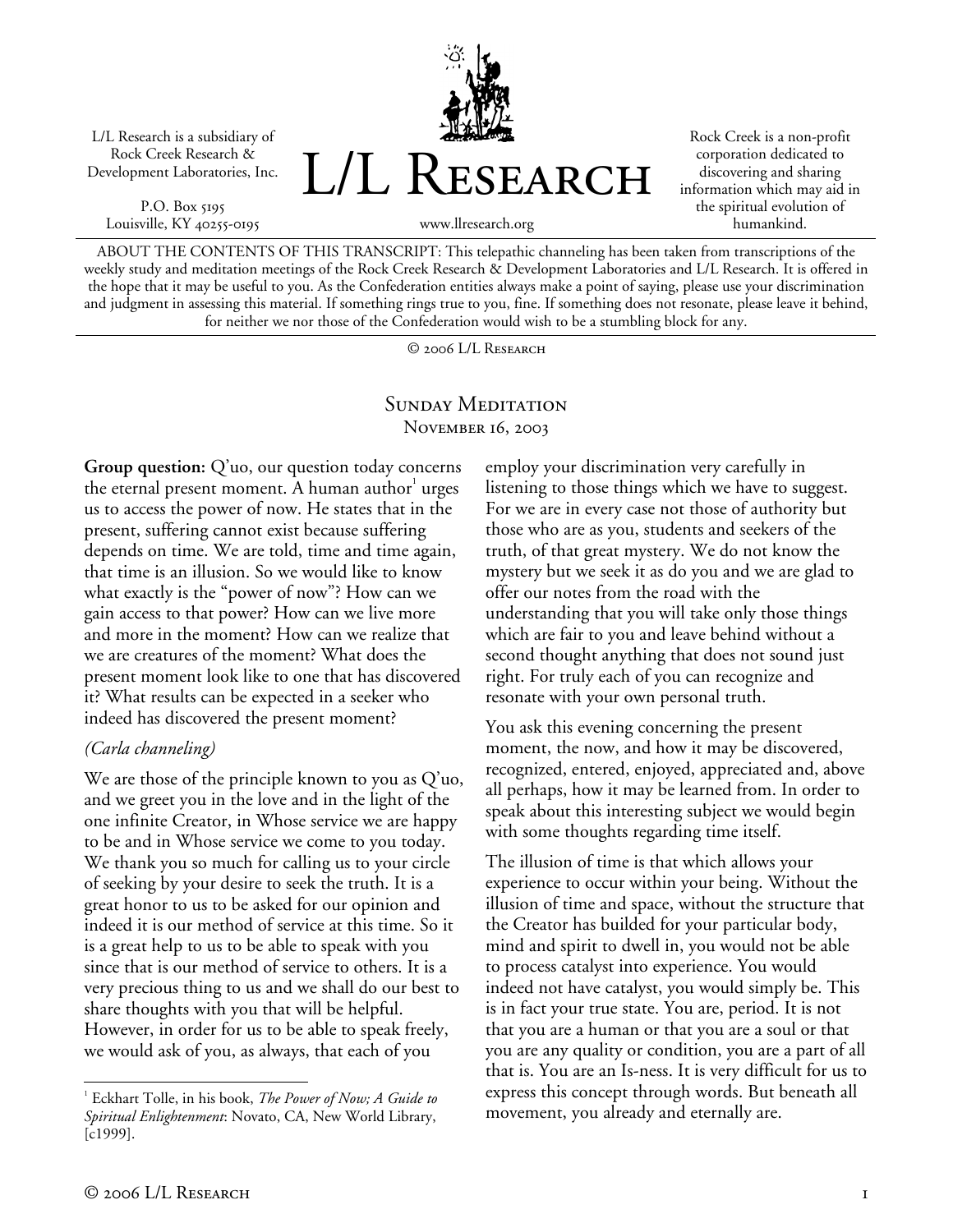L/L Research is a subsidiary of Rock Creek Research & Development Laboratories, Inc.

P.O. Box 5195
Louisville, KY 40255-0195

# L/L Research

www.llresearch.org

Rock Creek is a non-profit corporation dedicated to discovering and sharing information which may aid in the spiritual evolution of humankind.

ABOUT THE CONTENTS OF THIS TRANSCRIPT: This telepathic channeling has been taken from transcriptions of the weekly study and meditation meetings of the Rock Creek Research & Development Laboratories and L/L Research. It is offered in the hope that it may be useful to you. As the Confederation entities always make a point of saying, please use your discrimination and judgment in assessing this material. If something rings true to you, fine. If something does not resonate, please leave it behind, for neither we nor those of the Confederation would wish to be a stumbling block for any.

© 2006 L/L Research

## Sunday Meditation
November 16, 2003

**Group question:** Q'uo, our question today concerns the eternal present moment. A human author[1] urges us to access the power of now. He states that in the present, suffering cannot exist because suffering depends on time. We are told, time and time again, that time is an illusion. So we would like to know what exactly is the "power of now"? How can we gain access to that power? How can we live more and more in the moment? How can we realize that we are creatures of the moment? What does the present moment look like to one that has discovered it? What results can be expected in a seeker who indeed has discovered the present moment?

*(Carla channeling)*

We are those of the principle known to you as Q'uo, and we greet you in the love and in the light of the one infinite Creator, in Whose service we are happy to be and in Whose service we come to you today. We thank you so much for calling us to your circle of seeking by your desire to seek the truth. It is a great honor to us to be asked for our opinion and indeed it is our method of service at this time. So it is a great help to us to be able to speak with you since that is our method of service to others. It is a very precious thing to us and we shall do our best to share thoughts with you that will be helpful. However, in order for us to be able to speak freely, we would ask of you, as always, that each of you employ your discrimination very carefully in listening to those things which we have to suggest. For we are in every case not those of authority but those who are as you, students and seekers of the truth, of that great mystery. We do not know the mystery but we seek it as do you and we are glad to offer our notes from the road with the understanding that you will take only those things which are fair to you and leave behind without a second thought anything that does not sound just right. For truly each of you can recognize and resonate with your own personal truth.

You ask this evening concerning the present moment, the now, and how it may be discovered, recognized, entered, enjoyed, appreciated and, above all perhaps, how it may be learned from. In order to speak about this interesting subject we would begin with some thoughts regarding time itself.

The illusion of time is that which allows your experience to occur within your being. Without the illusion of time and space, without the structure that the Creator has builded for your particular body, mind and spirit to dwell in, you would not be able to process catalyst into experience. You would indeed not have catalyst, you would simply be. This is in fact your true state. You are, period. It is not that you are a human or that you are a soul or that you are any quality or condition, you are a part of all that is. You are an Is-ness. It is very difficult for us to express this concept through words. But beneath all movement, you already and eternally are.

[1] Eckhart Tolle, in his book, *The Power of Now; A Guide to Spiritual Enlightenment*: Novato, CA, New World Library, [c1999].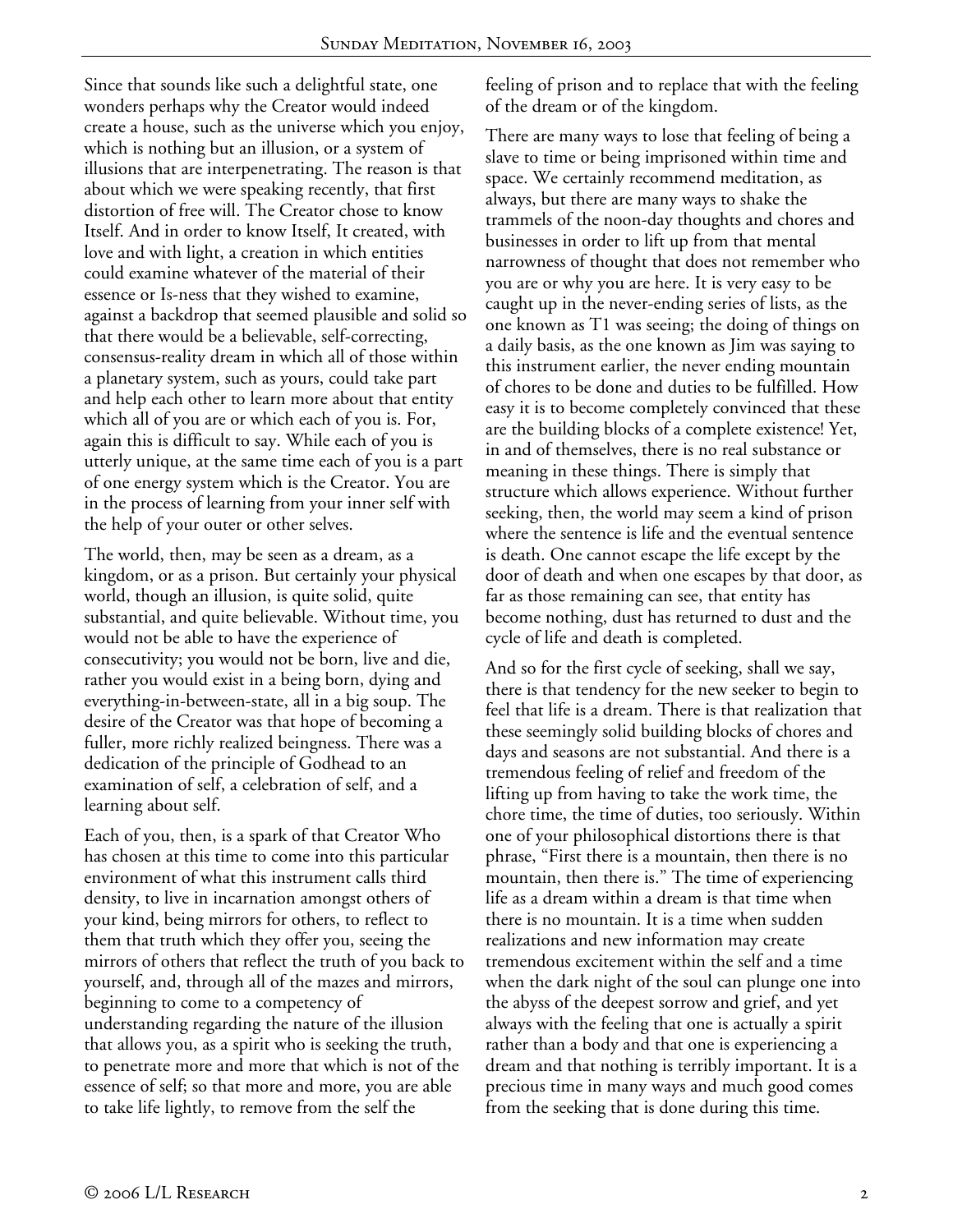Since that sounds like such a delightful state, one wonders perhaps why the Creator would indeed create a house, such as the universe which you enjoy, which is nothing but an illusion, or a system of illusions that are interpenetrating. The reason is that about which we were speaking recently, that first distortion of free will. The Creator chose to know Itself. And in order to know Itself, It created, with love and with light, a creation in which entities could examine whatever of the material of their essence or Is-ness that they wished to examine, against a backdrop that seemed plausible and solid so that there would be a believable, self-correcting, consensus-reality dream in which all of those within a planetary system, such as yours, could take part and help each other to learn more about that entity which all of you are or which each of you is. For, again this is difficult to say. While each of you is utterly unique, at the same time each of you is a part of one energy system which is the Creator. You are in the process of learning from your inner self with the help of your outer or other selves.

The world, then, may be seen as a dream, as a kingdom, or as a prison. But certainly your physical world, though an illusion, is quite solid, quite substantial, and quite believable. Without time, you would not be able to have the experience of consecutivity; you would not be born, live and die, rather you would exist in a being born, dying and everything-in-between-state, all in a big soup. The desire of the Creator was that hope of becoming a fuller, more richly realized beingness. There was a dedication of the principle of Godhead to an examination of self, a celebration of self, and a learning about self.

Each of you, then, is a spark of that Creator Who has chosen at this time to come into this particular environment of what this instrument calls third density, to live in incarnation amongst others of your kind, being mirrors for others, to reflect to them that truth which they offer you, seeing the mirrors of others that reflect the truth of you back to yourself, and, through all of the mazes and mirrors, beginning to come to a competency of understanding regarding the nature of the illusion that allows you, as a spirit who is seeking the truth, to penetrate more and more that which is not of the essence of self; so that more and more, you are able to take life lightly, to remove from the self the feeling of prison and to replace that with the feeling of the dream or of the kingdom.

There are many ways to lose that feeling of being a slave to time or being imprisoned within time and space. We certainly recommend meditation, as always, but there are many ways to shake the trammels of the noon-day thoughts and chores and businesses in order to lift up from that mental narrowness of thought that does not remember who you are or why you are here. It is very easy to be caught up in the never-ending series of lists, as the one known as T1 was seeing; the doing of things on a daily basis, as the one known as Jim was saying to this instrument earlier, the never ending mountain of chores to be done and duties to be fulfilled. How easy it is to become completely convinced that these are the building blocks of a complete existence! Yet, in and of themselves, there is no real substance or meaning in these things. There is simply that structure which allows experience. Without further seeking, then, the world may seem a kind of prison where the sentence is life and the eventual sentence is death. One cannot escape the life except by the door of death and when one escapes by that door, as far as those remaining can see, that entity has become nothing, dust has returned to dust and the cycle of life and death is completed.

And so for the first cycle of seeking, shall we say, there is that tendency for the new seeker to begin to feel that life is a dream. There is that realization that these seemingly solid building blocks of chores and days and seasons are not substantial. And there is a tremendous feeling of relief and freedom of the lifting up from having to take the work time, the chore time, the time of duties, too seriously. Within one of your philosophical distortions there is that phrase, "First there is a mountain, then there is no mountain, then there is." The time of experiencing life as a dream within a dream is that time when there is no mountain. It is a time when sudden realizations and new information may create tremendous excitement within the self and a time when the dark night of the soul can plunge one into the abyss of the deepest sorrow and grief, and yet always with the feeling that one is actually a spirit rather than a body and that one is experiencing a dream and that nothing is terribly important. It is a precious time in many ways and much good comes from the seeking that is done during this time.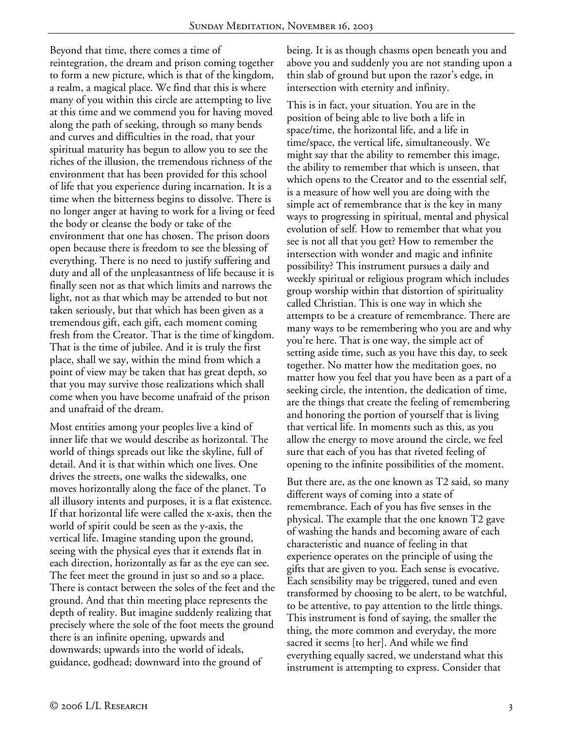Beyond that time, there comes a time of reintegration, the dream and prison coming together to form a new picture, which is that of the kingdom, a realm, a magical place. We find that this is where many of you within this circle are attempting to live at this time and we commend you for having moved along the path of seeking, through so many bends and curves and difficulties in the road, that your spiritual maturity has begun to allow you to see the riches of the illusion, the tremendous richness of the environment that has been provided for this school of life that you experience during incarnation. It is a time when the bitterness begins to dissolve. There is no longer anger at having to work for a living or feed the body or cleanse the body or take of the environment that one has chosen. The prison doors open because there is freedom to see the blessing of everything. There is no need to justify suffering and duty and all of the unpleasantness of life because it is finally seen not as that which limits and narrows the light, not as that which may be attended to but not taken seriously, but that which has been given as a tremendous gift, each gift, each moment coming fresh from the Creator. That is the time of kingdom. That is the time of jubilee. And it is truly the first place, shall we say, within the mind from which a point of view may be taken that has great depth, so that you may survive those realizations which shall come when you have become unafraid of the prison and unafraid of the dream.

Most entities among your peoples live a kind of inner life that we would describe as horizontal. The world of things spreads out like the skyline, full of detail. And it is that within which one lives. One drives the streets, one walks the sidewalks, one moves horizontally along the face of the planet. To all illusory intents and purposes, it is a flat existence. If that horizontal life were called the x-axis, then the world of spirit could be seen as the y-axis, the vertical life. Imagine standing upon the ground, seeing with the physical eyes that it extends flat in each direction, horizontally as far as the eye can see. The feet meet the ground in just so and so a place. There is contact between the soles of the feet and the ground. And that thin meeting place represents the depth of reality. But imagine suddenly realizing that precisely where the sole of the foot meets the ground there is an infinite opening, upwards and downwards; upwards into the world of ideals, guidance, godhead; downward into the ground of being. It is as though chasms open beneath you and above you and suddenly you are not standing upon a thin slab of ground but upon the razor's edge, in intersection with eternity and infinity.

This is in fact, your situation. You are in the position of being able to live both a life in space/time, the horizontal life, and a life in time/space, the vertical life, simultaneously. We might say that the ability to remember this image, the ability to remember that which is unseen, that which opens to the Creator and to the essential self, is a measure of how well you are doing with the simple act of remembrance that is the key in many ways to progressing in spiritual, mental and physical evolution of self. How to remember that what you see is not all that you get? How to remember the intersection with wonder and magic and infinite possibility? This instrument pursues a daily and weekly spiritual or religious program which includes group worship within that distortion of spirituality called Christian. This is one way in which she attempts to be a creature of remembrance. There are many ways to be remembering who you are and why you're here. That is one way, the simple act of setting aside time, such as you have this day, to seek together. No matter how the meditation goes, no matter how you feel that you have been as a part of a seeking circle, the intention, the dedication of time, are the things that create the feeling of remembering and honoring the portion of yourself that is living that vertical life. In moments such as this, as you allow the energy to move around the circle, we feel sure that each of you has that riveted feeling of opening to the infinite possibilities of the moment.

But there are, as the one known as T2 said, so many different ways of coming into a state of remembrance. Each of you has five senses in the physical. The example that the one known T2 gave of washing the hands and becoming aware of each characteristic and nuance of feeling in that experience operates on the principle of using the gifts that are given to you. Each sense is evocative. Each sensibility may be triggered, tuned and even transformed by choosing to be alert, to be watchful, to be attentive, to pay attention to the little things. This instrument is fond of saying, the smaller the thing, the more common and everyday, the more sacred it seems [to her]. And while we find everything equally sacred, we understand what this instrument is attempting to express. Consider that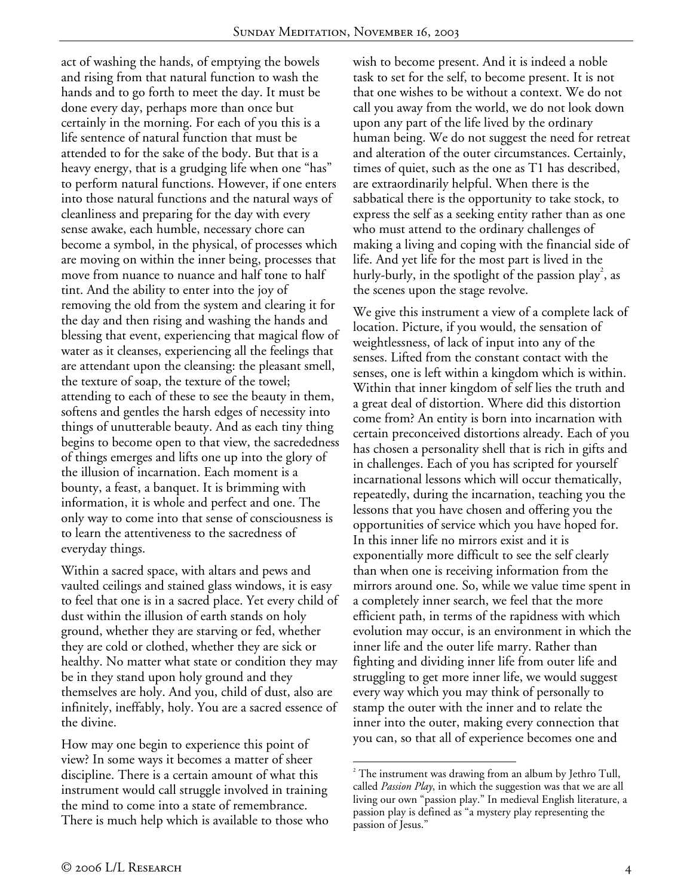act of washing the hands, of emptying the bowels and rising from that natural function to wash the hands and to go forth to meet the day. It must be done every day, perhaps more than once but certainly in the morning. For each of you this is a life sentence of natural function that must be attended to for the sake of the body. But that is a heavy energy, that is a grudging life when one "has" to perform natural functions. However, if one enters into those natural functions and the natural ways of cleanliness and preparing for the day with every sense awake, each humble, necessary chore can become a symbol, in the physical, of processes which are moving on within the inner being, processes that move from nuance to nuance and half tone to half tint. And the ability to enter into the joy of removing the old from the system and clearing it for the day and then rising and washing the hands and blessing that event, experiencing that magical flow of water as it cleanses, experiencing all the feelings that are attendant upon the cleansing: the pleasant smell, the texture of soap, the texture of the towel; attending to each of these to see the beauty in them, softens and gentles the harsh edges of necessity into things of unutterable beauty. And as each tiny thing begins to become open to that view, the sacrededness of things emerges and lifts one up into the glory of the illusion of incarnation. Each moment is a bounty, a feast, a banquet. It is brimming with information, it is whole and perfect and one. The only way to come into that sense of consciousness is to learn the attentiveness to the sacredness of everyday things.

Within a sacred space, with altars and pews and vaulted ceilings and stained glass windows, it is easy to feel that one is in a sacred place. Yet every child of dust within the illusion of earth stands on holy ground, whether they are starving or fed, whether they are cold or clothed, whether they are sick or healthy. No matter what state or condition they may be in they stand upon holy ground and they themselves are holy. And you, child of dust, also are infinitely, ineffably, holy. You are a sacred essence of the divine.

How may one begin to experience this point of view? In some ways it becomes a matter of sheer discipline. There is a certain amount of what this instrument would call struggle involved in training the mind to come into a state of remembrance. There is much help which is available to those who wish to become present. And it is indeed a noble task to set for the self, to become present. It is not that one wishes to be without a context. We do not call you away from the world, we do not look down upon any part of the life lived by the ordinary human being. We do not suggest the need for retreat and alteration of the outer circumstances. Certainly, times of quiet, such as the one as T1 has described, are extraordinarily helpful. When there is the sabbatical there is the opportunity to take stock, to express the self as a seeking entity rather than as one who must attend to the ordinary challenges of making a living and coping with the financial side of life. And yet life for the most part is lived in the hurly-burly, in the spotlight of the passion play[2], as the scenes upon the stage revolve.

We give this instrument a view of a complete lack of location. Picture, if you would, the sensation of weightlessness, of lack of input into any of the senses. Lifted from the constant contact with the senses, one is left within a kingdom which is within. Within that inner kingdom of self lies the truth and a great deal of distortion. Where did this distortion come from? An entity is born into incarnation with certain preconceived distortions already. Each of you has chosen a personality shell that is rich in gifts and in challenges. Each of you has scripted for yourself incarnational lessons which will occur thematically, repeatedly, during the incarnation, teaching you the lessons that you have chosen and offering you the opportunities of service which you have hoped for. In this inner life no mirrors exist and it is exponentially more difficult to see the self clearly than when one is receiving information from the mirrors around one. So, while we value time spent in a completely inner search, we feel that the more efficient path, in terms of the rapidness with which evolution may occur, is an environment in which the inner life and the outer life marry. Rather than fighting and dividing inner life from outer life and struggling to get more inner life, we would suggest every way which you may think of personally to stamp the outer with the inner and to relate the inner into the outer, making every connection that you can, so that all of experience becomes one and

---

[2] The instrument was drawing from an album by Jethro Tull, called *Passion Play*, in which the suggestion was that we are all living our own "passion play." In medieval English literature, a passion play is defined as "a mystery play representing the passion of Jesus."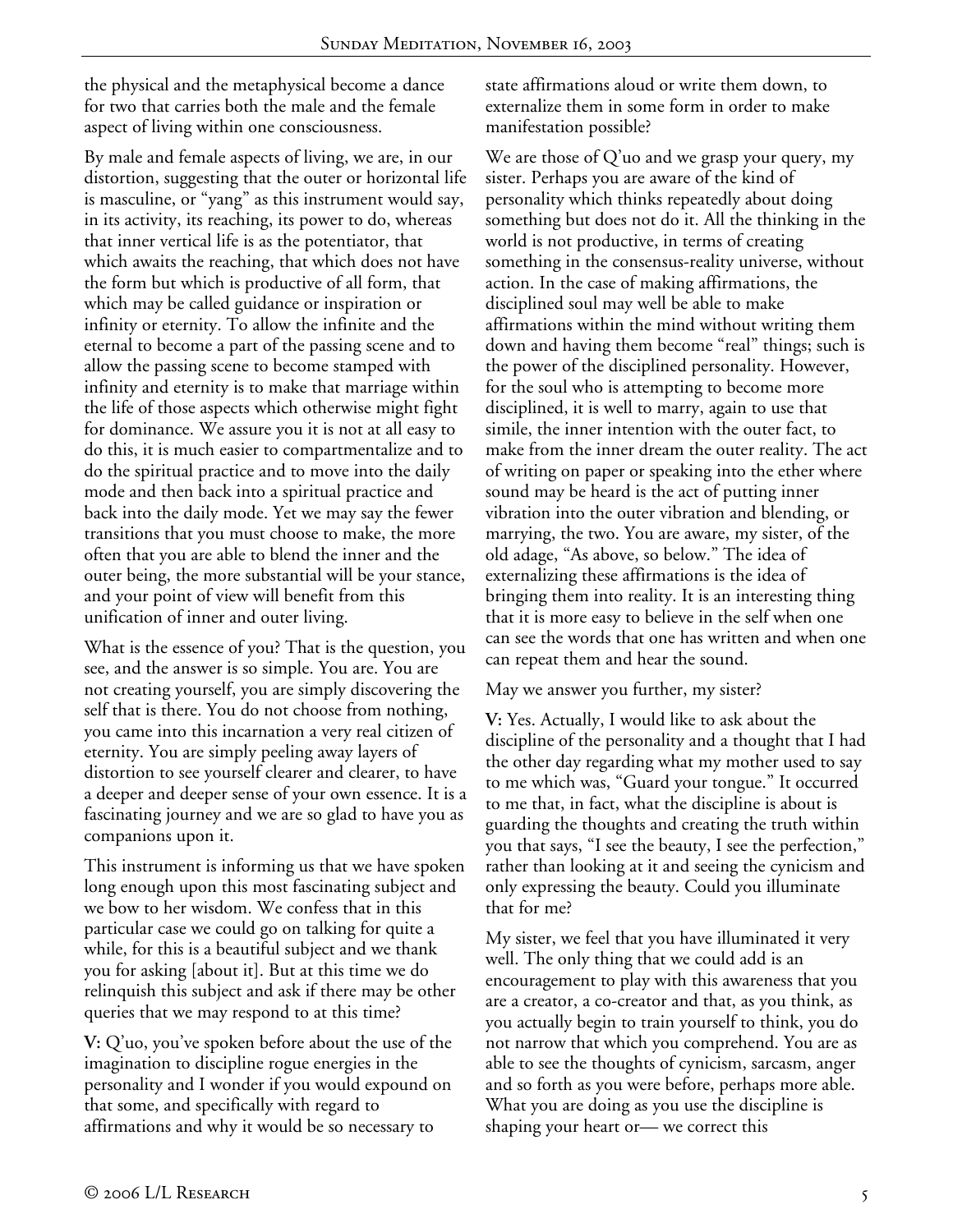the physical and the metaphysical become a dance for two that carries both the male and the female aspect of living within one consciousness.

By male and female aspects of living, we are, in our distortion, suggesting that the outer or horizontal life is masculine, or "yang" as this instrument would say, in its activity, its reaching, its power to do, whereas that inner vertical life is as the potentiator, that which awaits the reaching, that which does not have the form but which is productive of all form, that which may be called guidance or inspiration or infinity or eternity. To allow the infinite and the eternal to become a part of the passing scene and to allow the passing scene to become stamped with infinity and eternity is to make that marriage within the life of those aspects which otherwise might fight for dominance. We assure you it is not at all easy to do this, it is much easier to compartmentalize and to do the spiritual practice and to move into the daily mode and then back into a spiritual practice and back into the daily mode. Yet we may say the fewer transitions that you must choose to make, the more often that you are able to blend the inner and the outer being, the more substantial will be your stance, and your point of view will benefit from this unification of inner and outer living.

What is the essence of you? That is the question, you see, and the answer is so simple. You are. You are not creating yourself, you are simply discovering the self that is there. You do not choose from nothing, you came into this incarnation a very real citizen of eternity. You are simply peeling away layers of distortion to see yourself clearer and clearer, to have a deeper and deeper sense of your own essence. It is a fascinating journey and we are so glad to have you as companions upon it.

This instrument is informing us that we have spoken long enough upon this most fascinating subject and we bow to her wisdom. We confess that in this particular case we could go on talking for quite a while, for this is a beautiful subject and we thank you for asking [about it]. But at this time we do relinquish this subject and ask if there may be other queries that we may respond to at this time?

**V:** Q'uo, you've spoken before about the use of the imagination to discipline rogue energies in the personality and I wonder if you would expound on that some, and specifically with regard to affirmations and why it would be so necessary to state affirmations aloud or write them down, to externalize them in some form in order to make manifestation possible?

We are those of Q'uo and we grasp your query, my sister. Perhaps you are aware of the kind of personality which thinks repeatedly about doing something but does not do it. All the thinking in the world is not productive, in terms of creating something in the consensus-reality universe, without action. In the case of making affirmations, the disciplined soul may well be able to make affirmations within the mind without writing them down and having them become "real" things; such is the power of the disciplined personality. However, for the soul who is attempting to become more disciplined, it is well to marry, again to use that simile, the inner intention with the outer fact, to make from the inner dream the outer reality. The act of writing on paper or speaking into the ether where sound may be heard is the act of putting inner vibration into the outer vibration and blending, or marrying, the two. You are aware, my sister, of the old adage, "As above, so below." The idea of externalizing these affirmations is the idea of bringing them into reality. It is an interesting thing that it is more easy to believe in the self when one can see the words that one has written and when one can repeat them and hear the sound.

May we answer you further, my sister?

**V:** Yes. Actually, I would like to ask about the discipline of the personality and a thought that I had the other day regarding what my mother used to say to me which was, "Guard your tongue." It occurred to me that, in fact, what the discipline is about is guarding the thoughts and creating the truth within you that says, "I see the beauty, I see the perfection," rather than looking at it and seeing the cynicism and only expressing the beauty. Could you illuminate that for me?

My sister, we feel that you have illuminated it very well. The only thing that we could add is an encouragement to play with this awareness that you are a creator, a co-creator and that, as you think, as you actually begin to train yourself to think, you do not narrow that which you comprehend. You are as able to see the thoughts of cynicism, sarcasm, anger and so forth as you were before, perhaps more able. What you are doing as you use the discipline is shaping your heart or— we correct this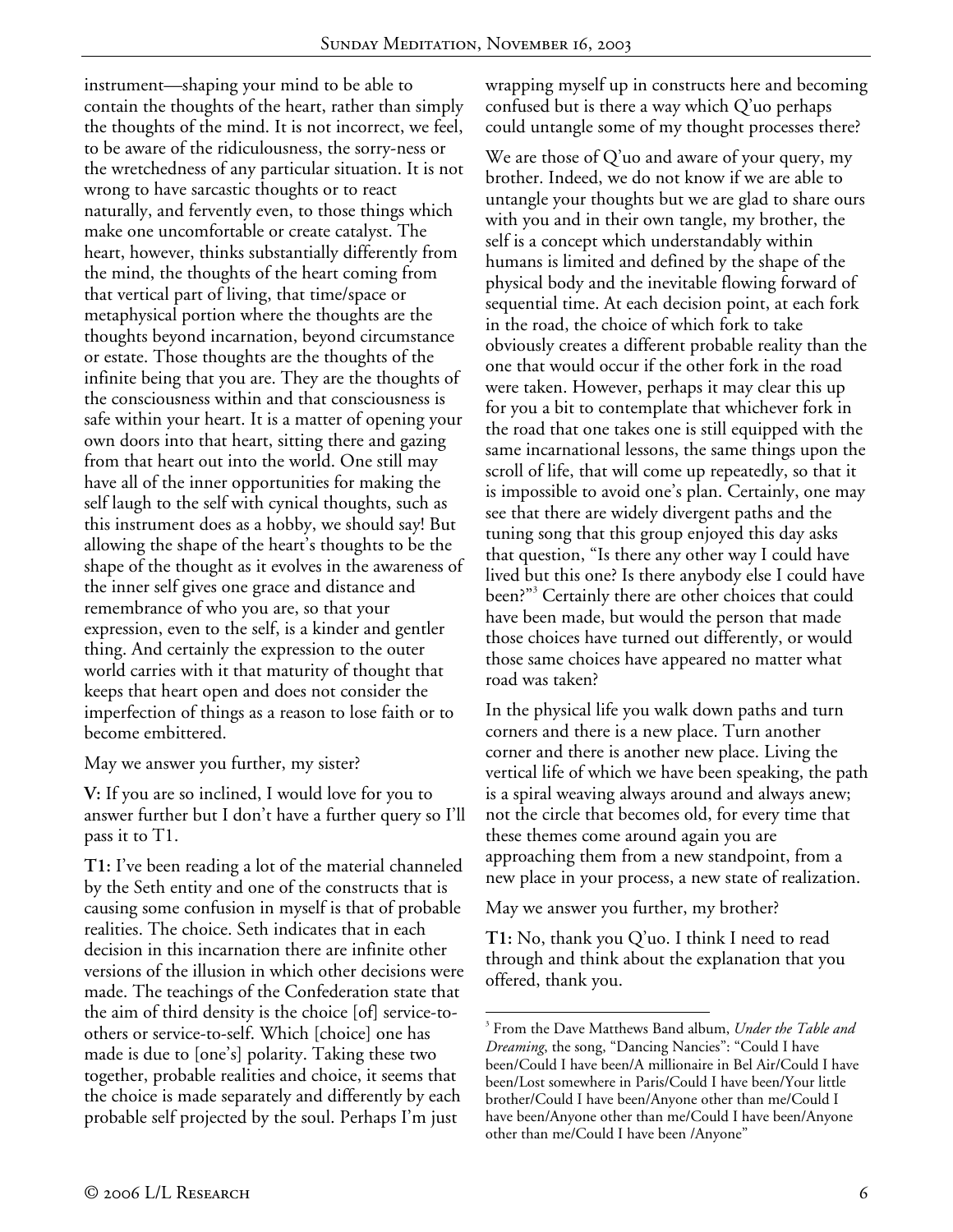instrument—shaping your mind to be able to contain the thoughts of the heart, rather than simply the thoughts of the mind. It is not incorrect, we feel, to be aware of the ridiculousness, the sorry-ness or the wretchedness of any particular situation. It is not wrong to have sarcastic thoughts or to react naturally, and fervently even, to those things which make one uncomfortable or create catalyst. The heart, however, thinks substantially differently from the mind, the thoughts of the heart coming from that vertical part of living, that time/space or metaphysical portion where the thoughts are the thoughts beyond incarnation, beyond circumstance or estate. Those thoughts are the thoughts of the infinite being that you are. They are the thoughts of the consciousness within and that consciousness is safe within your heart. It is a matter of opening your own doors into that heart, sitting there and gazing from that heart out into the world. One still may have all of the inner opportunities for making the self laugh to the self with cynical thoughts, such as this instrument does as a hobby, we should say! But allowing the shape of the heart's thoughts to be the shape of the thought as it evolves in the awareness of the inner self gives one grace and distance and remembrance of who you are, so that your expression, even to the self, is a kinder and gentler thing. And certainly the expression to the outer world carries with it that maturity of thought that keeps that heart open and does not consider the imperfection of things as a reason to lose faith or to become embittered.

May we answer you further, my sister?

**V:** If you are so inclined, I would love for you to answer further but I don't have a further query so I'll pass it to T1.

**T1:** I've been reading a lot of the material channeled by the Seth entity and one of the constructs that is causing some confusion in myself is that of probable realities. The choice. Seth indicates that in each decision in this incarnation there are infinite other versions of the illusion in which other decisions were made. The teachings of the Confederation state that the aim of third density is the choice [of] service-to-others or service-to-self. Which [choice] one has made is due to [one's] polarity. Taking these two together, probable realities and choice, it seems that the choice is made separately and differently by each probable self projected by the soul. Perhaps I'm just wrapping myself up in constructs here and becoming confused but is there a way which Q'uo perhaps could untangle some of my thought processes there?

We are those of Q'uo and aware of your query, my brother. Indeed, we do not know if we are able to untangle your thoughts but we are glad to share ours with you and in their own tangle, my brother, the self is a concept which understandably within humans is limited and defined by the shape of the physical body and the inevitable flowing forward of sequential time. At each decision point, at each fork in the road, the choice of which fork to take obviously creates a different probable reality than the one that would occur if the other fork in the road were taken. However, perhaps it may clear this up for you a bit to contemplate that whichever fork in the road that one takes one is still equipped with the same incarnational lessons, the same things upon the scroll of life, that will come up repeatedly, so that it is impossible to avoid one's plan. Certainly, one may see that there are widely divergent paths and the tuning song that this group enjoyed this day asks that question, "Is there any other way I could have lived but this one? Is there anybody else I could have been?"[3] Certainly there are other choices that could have been made, but would the person that made those choices have turned out differently, or would those same choices have appeared no matter what road was taken?

In the physical life you walk down paths and turn corners and there is a new place. Turn another corner and there is another new place. Living the vertical life of which we have been speaking, the path is a spiral weaving always around and always anew; not the circle that becomes old, for every time that these themes come around again you are approaching them from a new standpoint, from a new place in your process, a new state of realization.

May we answer you further, my brother?

**T1:** No, thank you Q'uo. I think I need to read through and think about the explanation that you offered, thank you.

---

[3] From the Dave Matthews Band album, *Under the Table and Dreaming*, the song, "Dancing Nancies": "Could I have been/Could I have been/A millionaire in Bel Air/Could I have been/Lost somewhere in Paris/Could I have been/Your little brother/Could I have been/Anyone other than me/Could I have been/Anyone other than me/Could I have been/Anyone other than me/Could I have been /Anyone"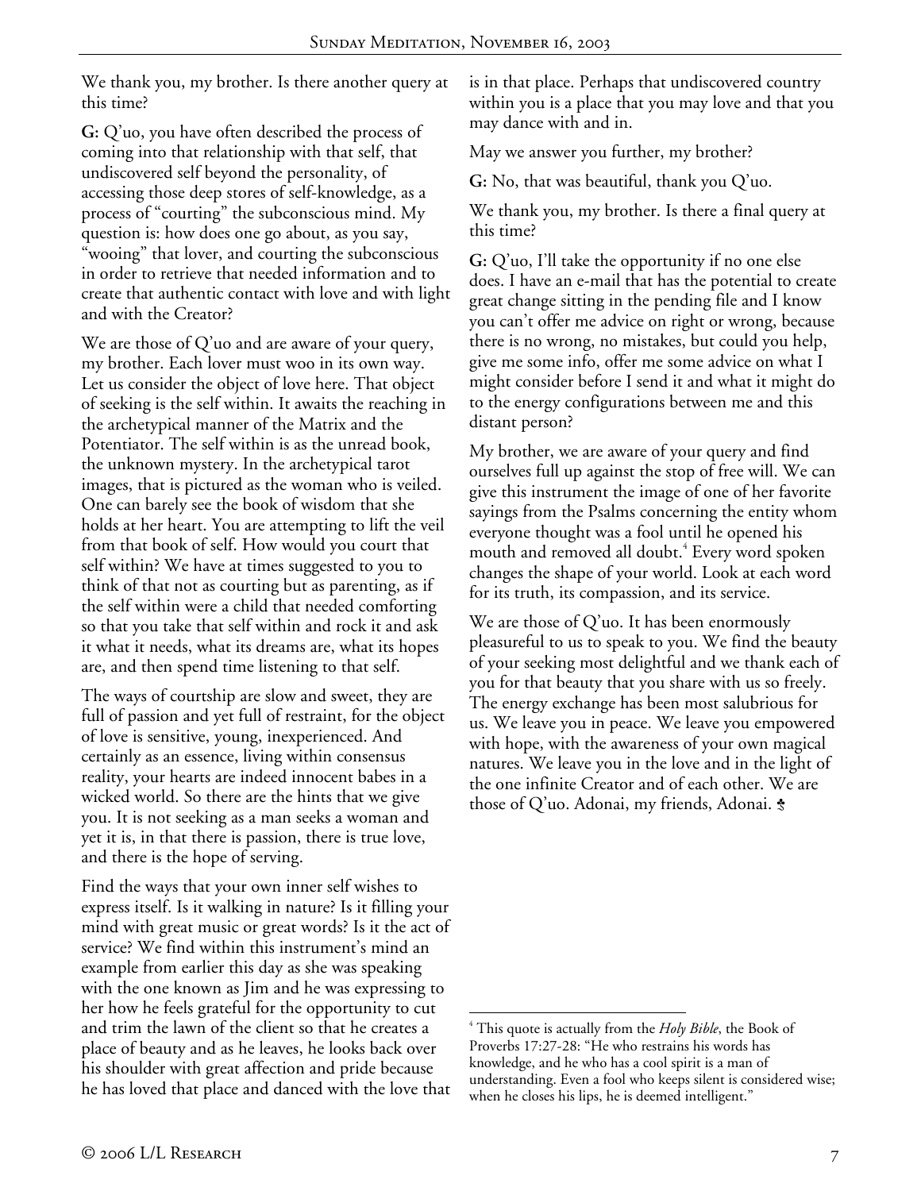We thank you, my brother. Is there another query at this time?

**G:** Q'uo, you have often described the process of coming into that relationship with that self, that undiscovered self beyond the personality, of accessing those deep stores of self-knowledge, as a process of "courting" the subconscious mind. My question is: how does one go about, as you say, "wooing" that lover, and courting the subconscious in order to retrieve that needed information and to create that authentic contact with love and with light and with the Creator?

We are those of Q'uo and are aware of your query, my brother. Each lover must woo in its own way. Let us consider the object of love here. That object of seeking is the self within. It awaits the reaching in the archetypical manner of the Matrix and the Potentiator. The self within is as the unread book, the unknown mystery. In the archetypical tarot images, that is pictured as the woman who is veiled. One can barely see the book of wisdom that she holds at her heart. You are attempting to lift the veil from that book of self. How would you court that self within? We have at times suggested to you to think of that not as courting but as parenting, as if the self within were a child that needed comforting so that you take that self within and rock it and ask it what it needs, what its dreams are, what its hopes are, and then spend time listening to that self.

The ways of courtship are slow and sweet, they are full of passion and yet full of restraint, for the object of love is sensitive, young, inexperienced. And certainly as an essence, living within consensus reality, your hearts are indeed innocent babes in a wicked world. So there are the hints that we give you. It is not seeking as a man seeks a woman and yet it is, in that there is passion, there is true love, and there is the hope of serving.

Find the ways that your own inner self wishes to express itself. Is it walking in nature? Is it filling your mind with great music or great words? Is it the act of service? We find within this instrument's mind an example from earlier this day as she was speaking with the one known as Jim and he was expressing to her how he feels grateful for the opportunity to cut and trim the lawn of the client so that he creates a place of beauty and as he leaves, he looks back over his shoulder with great affection and pride because he has loved that place and danced with the love that is in that place. Perhaps that undiscovered country within you is a place that you may love and that you may dance with and in.

May we answer you further, my brother?

**G:** No, that was beautiful, thank you Q'uo.

We thank you, my brother. Is there a final query at this time?

**G:** Q'uo, I'll take the opportunity if no one else does. I have an e-mail that has the potential to create great change sitting in the pending file and I know you can't offer me advice on right or wrong, because there is no wrong, no mistakes, but could you help, give me some info, offer me some advice on what I might consider before I send it and what it might do to the energy configurations between me and this distant person?

My brother, we are aware of your query and find ourselves full up against the stop of free will. We can give this instrument the image of one of her favorite sayings from the Psalms concerning the entity whom everyone thought was a fool until he opened his mouth and removed all doubt.[4] Every word spoken changes the shape of your world. Look at each word for its truth, its compassion, and its service.

We are those of Q'uo. It has been enormously pleasureful to us to speak to you. We find the beauty of your seeking most delightful and we thank each of you for that beauty that you share with us so freely. The energy exchange has been most salubrious for us. We leave you in peace. We leave you empowered with hope, with the awareness of your own magical natures. We leave you in the love and in the light of the one infinite Creator and of each other. We are those of Q'uo. Adonai, my friends, Adonai.

---

[4] This quote is actually from the *Holy Bible*, the Book of Proverbs 17:27-28: "He who restrains his words has knowledge, and he who has a cool spirit is a man of understanding. Even a fool who keeps silent is considered wise; when he closes his lips, he is deemed intelligent."